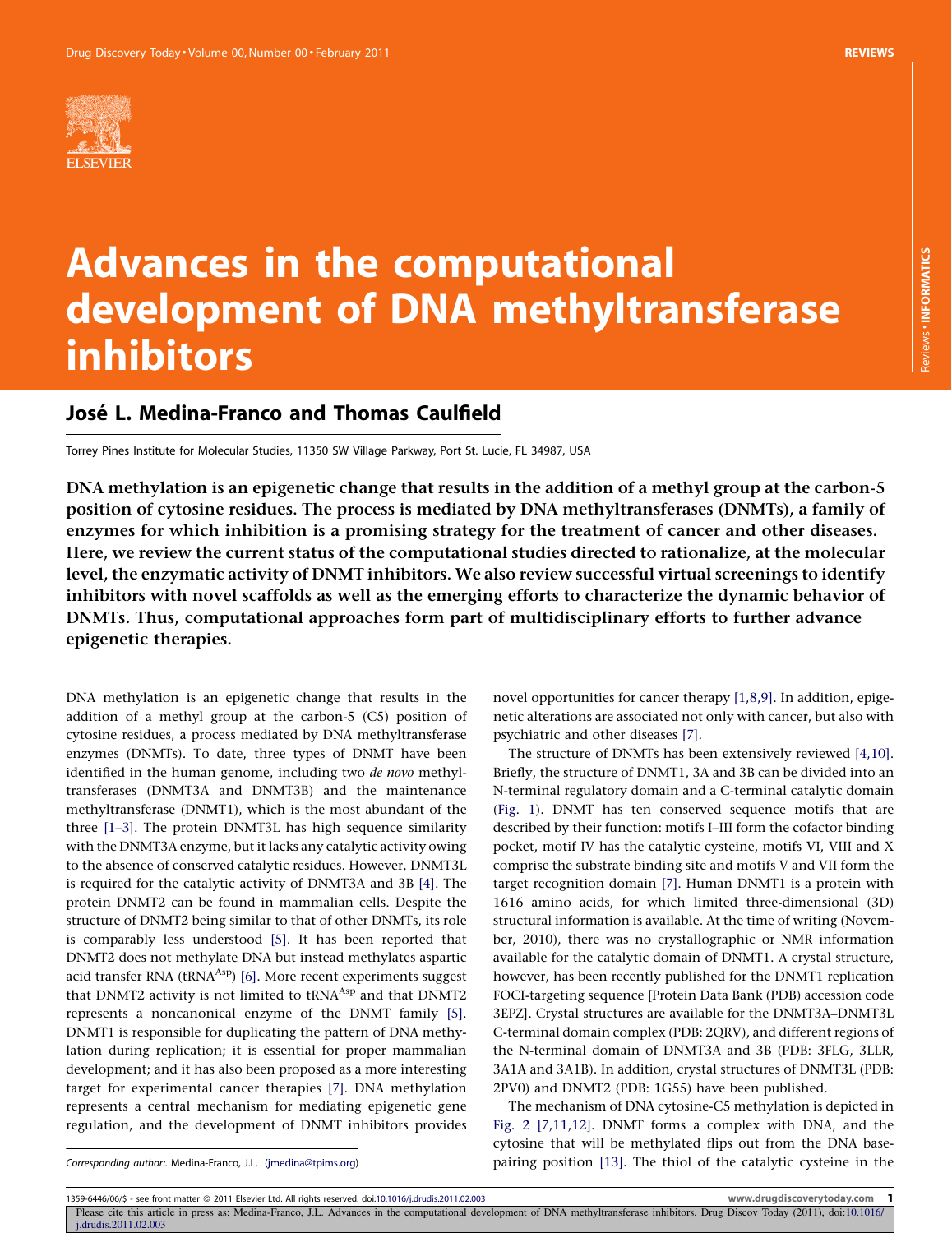# Advances in the computational development of DNA methyltransferase inhibitors

## José L. Medina-Franco and Thomas Caulfield

Torrey Pines Institute for Molecular Studies, 11350 SW Village Parkway, Port St. Lucie, FL 34987, USA

**DNA methylation is an epigenetic change that results in the addition of a methyl group at the carbon-5 position of cytosine residues. The process is mediated by DNA methyltransferases (DNMTs), a family of enzymes for which inhibition is a promising strategy for the treatment of cancer and other diseases. Here, we review the current status of the computational studies directed to rationalize, at the molecular level, the enzymatic activity of DNMT inhibitors. We also review successful virtual screenings to identify inhibitors with novel scaffolds as well as the emerging efforts to characterize the dynamic behavior of DNMTs. Thus, computational approaches form part of multidisciplinary efforts to further advance epigenetic therapies.**

DNA methylation is an epigenetic change that results in the addition of a methyl group at the carbon-5 (C5) position of cytosine residues, a process mediated by DNA methyltransferase enzymes (DNMTs). To date, three types of DNMT have been identified in the human genome, including two *de novo* methyltransferases (DNMT3A and DNMT3B) and the maintenance methyltransferase (DNMT1), which is the most abundant of the three [1–3]. The protein DNMT3L has high sequence similarity with the DNMT3A enzyme, but it lacks any catalytic activity owing to the absence of conserved catalytic residues. However, DNMT3L is required for the catalytic activity of DNMT3A and 3B [4]. The protein DNMT2 can be found in mammalian cells. Despite the structure of DNMT2 being similar to that of other DNMTs, its role is comparably less understood [5]. It has been reported that DNMT2 does not methylate DNA but instead methylates aspartic acid transfer RNA ($tRNA^{Asp}$) [6]. More recent experiments suggest that DNMT2 activity is not limited to $tRNA^{Asp}$ and that DNMT2 represents a noncanonical enzyme of the DNMT family [5]. DNMT1 is responsible for duplicating the pattern of DNA methylation during replication; it is essential for proper mammalian development; and it has also been proposed as a more interesting target for experimental cancer therapies [7]. DNA methylation represents a central mechanism for mediating epigenetic gene regulation, and the development of DNMT inhibitors provides novel opportunities for cancer therapy [1,8,9]. In addition, epigenetic alterations are associated not only with cancer, but also with psychiatric and other diseases [7].

The structure of DNMTs has been extensively reviewed [4,10]. Briefly, the structure of DNMT1, 3A and 3B can be divided into an N-terminal regulatory domain and a C-terminal catalytic domain (Fig. 1). DNMT has ten conserved sequence motifs that are described by their function: motifs I–III form the cofactor binding pocket, motif IV has the catalytic cysteine, motifs VI, VIII and X comprise the substrate binding site and motifs V and VII form the target recognition domain [7]. Human DNMT1 is a protein with 1616 amino acids, for which limited three-dimensional (3D) structural information is available. At the time of writing (November, 2010), there was no crystallographic or NMR information available for the catalytic domain of DNMT1. A crystal structure, however, has been recently published for the DNMT1 replication FOCI-targeting sequence [Protein Data Bank (PDB) accession code 3EPZ]. Crystal structures are available for the DNMT3A–DNMT3L C-terminal domain complex (PDB: 2QRV), and different regions of the N-terminal domain of DNMT3A and 3B (PDB: 3FLG, 3LLR, 3A1A and 3A1B). In addition, crystal structures of DNMT3L (PDB: 2PV0) and DNMT2 (PDB: 1G55) have been published.

The mechanism of DNA cytosine-C5 methylation is depicted in Fig. 2 [7,11,12]. DNMT forms a complex with DNA, and the cytosine that will be methylated flips out from the DNA base-pairing position [13]. The thiol of the catalytic cysteine in the

Corresponding author:. Medina-Franco, J.L. (jmedina@tpims.org)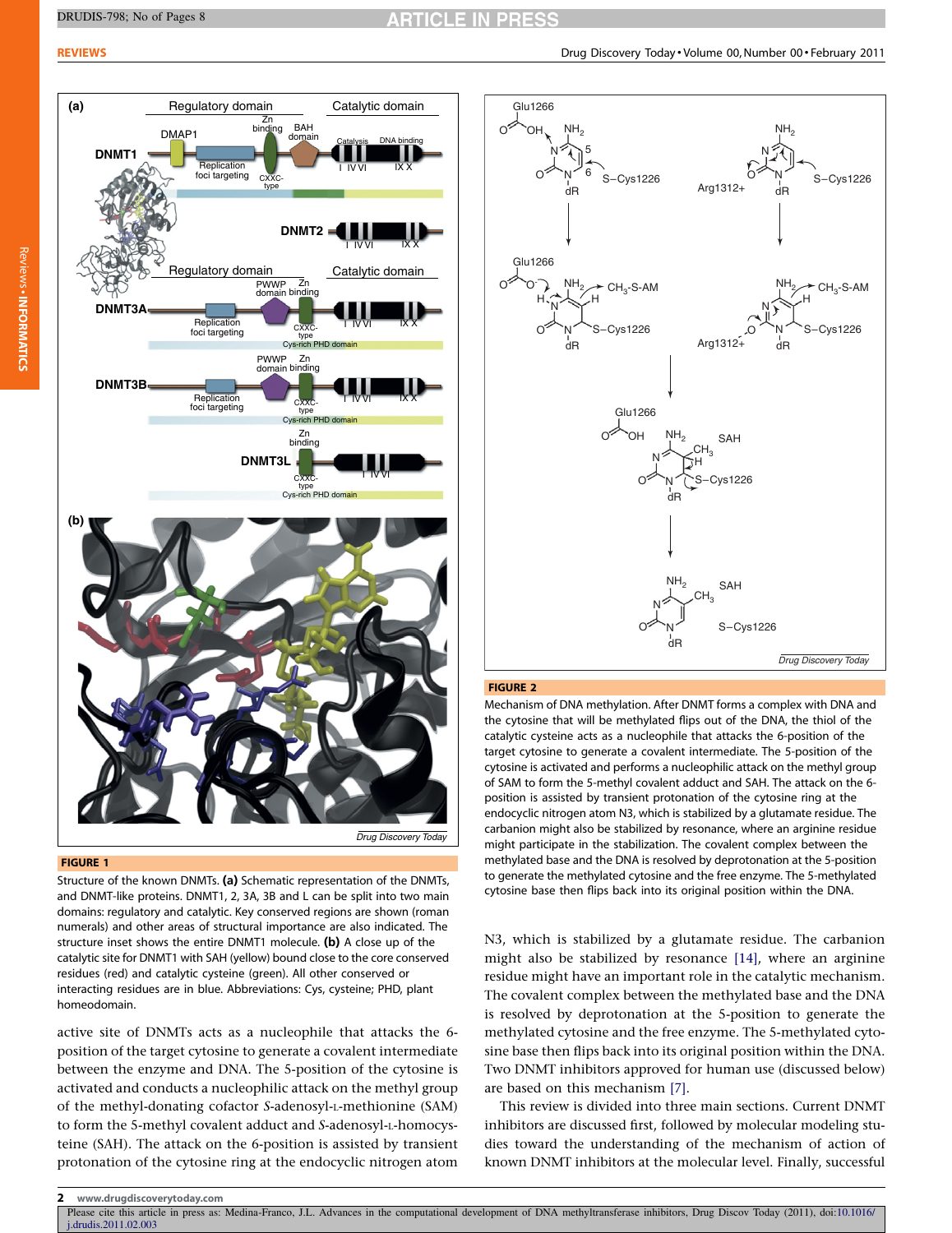**FIGURE 1**

Structure of the known DNMTs. **(a)** Schematic representation of the DNMTs, and DNMT-like proteins. DNMT1, 2, 3A, 3B and L can be split into two main domains: regulatory and catalytic. Key conserved regions are shown (roman numerals) and other areas of structural importance are also indicated. The structure inset shows the entire DNMT1 molecule. **(b)** A close up of the catalytic site for DNMT1 with SAH (yellow) bound close to the core conserved residues (red) and catalytic cysteine (green). All other conserved or interacting residues are in blue. Abbreviations: Cys, cysteine; PHD, plant homeodomain.

**FIGURE 2**

Mechanism of DNA methylation. After DNMT forms a complex with DNA and the cytosine that will be methylated flips out of the DNA, the thiol of the catalytic cysteine acts as a nucleophile that attacks the 6-position of the target cytosine to generate a covalent intermediate. The 5-position of the cytosine is activated and performs a nucleophilic attack on the methyl group of SAM to form the 5-methyl covalent adduct and SAH. The attack on the 6-position is assisted by transient protonation of the cytosine ring at the endocyclic nitrogen atom N3, which is stabilized by a glutamate residue. The carbanion might also be stabilized by resonance, where an arginine residue might participate in the stabilization. The covalent complex between the methylated base and the DNA is resolved by deprotonation at the 5-position to generate the methylated cytosine and the free enzyme. The 5-methylated cytosine base then flips back into its original position within the DNA.

active site of DNMTs acts as a nucleophile that attacks the 6-position of the target cytosine to generate a covalent intermediate between the enzyme and DNA. The 5-position of the cytosine is activated and conducts a nucleophilic attack on the methyl group of the methyl-donating cofactor *S*-adenosyl-L-methionine (SAM) to form the 5-methyl covalent adduct and *S*-adenosyl-L-homocysteine (SAH). The attack on the 6-position is assisted by transient protonation of the cytosine ring at the endocyclic nitrogen atom N3, which is stabilized by a glutamate residue. The carbanion might also be stabilized by resonance [14], where an arginine residue might have an important role in the catalytic mechanism. The covalent complex between the methylated base and the DNA is resolved by deprotonation at the 5-position to generate the methylated cytosine and the free enzyme. The 5-methylated cytosine base then flips back into its original position within the DNA. Two DNMT inhibitors approved for human use (discussed below) are based on this mechanism [7].

This review is divided into three main sections. Current DNMT inhibitors are discussed first, followed by molecular modeling studies toward the understanding of the mechanism of action of known DNMT inhibitors at the molecular level. Finally, successful

Please cite this article in press as: Medina-Franco, J.L. Advances in the computational development of DNA methyltransferase inhibitors, Drug Discov Today (2011), doi:10.1016/j.drudis.2011.02.003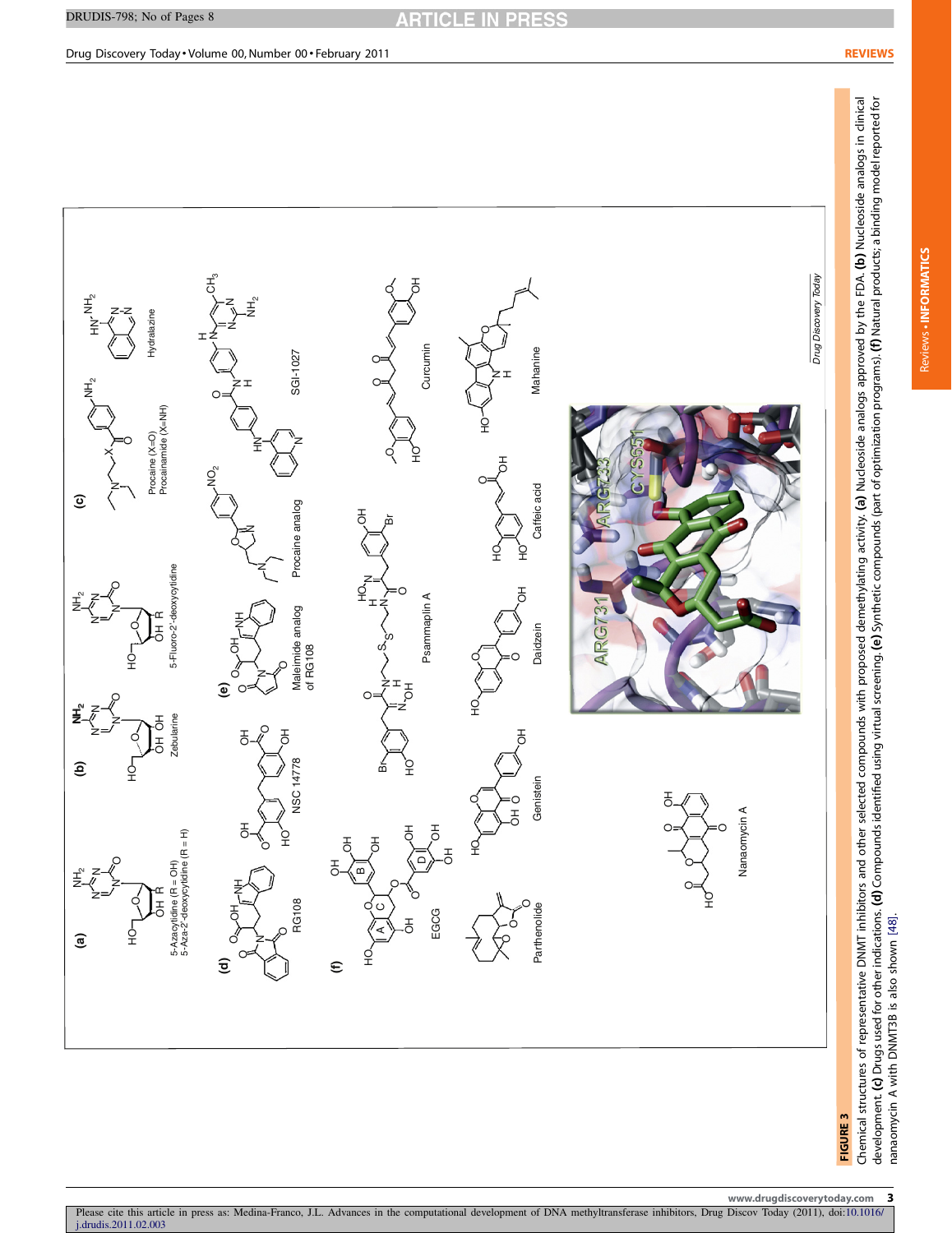**FIGURE 3**

Chemical structures of representative DNMT inhibitors and other selected compounds with proposed demethylating activity. **(a)** Nucleoside analogs approved by the FDA. **(b)** Nucleoside analogs in clinical development. **(c)** Drugs used for other indications. **(d)** Compounds identified using virtual screening. **(e)** Synthetic compounds (part of optimization programs). **(f)** Natural products; a binding model reported for nanaomycin A with DNMT3B is also shown [48].

Please cite this article in press as: Medina-Franco, J.L. Advances in the computational development of DNA methyltransferase inhibitors, Drug Discov Today (2011), doi:10.1016/j.drudis.2011.02.003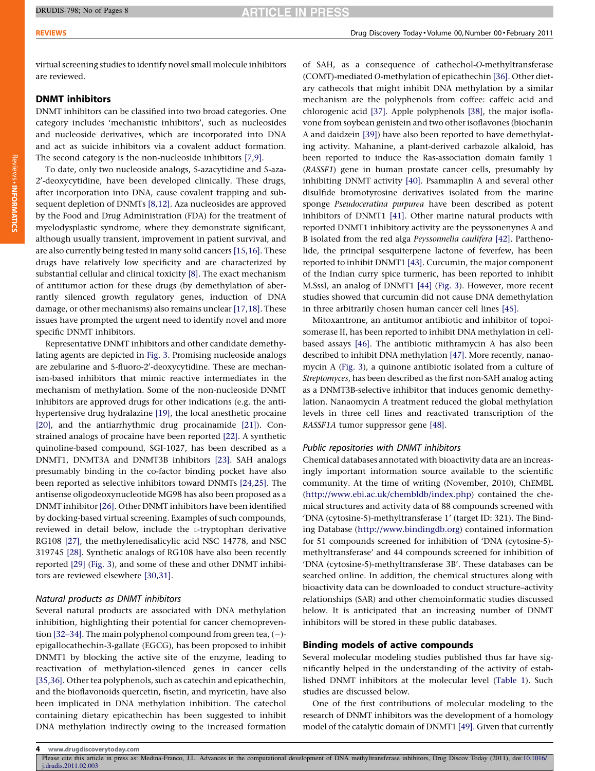virtual screening studies to identify novel small molecule inhibitors are reviewed.

## DNMT inhibitors

DNMT inhibitors can be classified into two broad categories. One category includes 'mechanistic inhibitors', such as nucleosides and nucleoside derivatives, which are incorporated into DNA and act as suicide inhibitors via a covalent adduct formation. The second category is the non-nucleoside inhibitors [7,9].

To date, only two nucleoside analogs, 5-azacytidine and 5-aza-2′-deoxycytidine, have been developed clinically. These drugs, after incorporation into DNA, cause covalent trapping and subsequent depletion of DNMTs [8,12]. Aza nucleosides are approved by the Food and Drug Administration (FDA) for the treatment of myelodysplastic syndrome, where they demonstrate significant, although usually transient, improvement in patient survival, and are also currently being tested in many solid cancers [15,16]. These drugs have relatively low specificity and are characterized by substantial cellular and clinical toxicity [8]. The exact mechanism of antitumor action for these drugs (by demethylation of aberrantly silenced growth regulatory genes, induction of DNA damage, or other mechanisms) also remains unclear [17,18]. These issues have prompted the urgent need to identify novel and more specific DNMT inhibitors.

Representative DNMT inhibitors and other candidate demethylating agents are depicted in Fig. 3. Promising nucleoside analogs are zebularine and 5-fluoro-2′-deoxycytidine. These are mechanism-based inhibitors that mimic reactive intermediates in the mechanism of methylation. Some of the non-nucleoside DNMT inhibitors are approved drugs for other indications (e.g. the antihypertensive drug hydralazine [19], the local anesthetic procaine [20], and the antiarrhythmic drug procainamide [21]). Constrained analogs of procaine have been reported [22]. A synthetic quinoline-based compound, SGI-1027, has been described as a DNMT1, DNMT3A and DNMT3B inhibitors [23]. SAH analogs presumably binding in the co-factor binding pocket have also been reported as selective inhibitors toward DNMTs [24,25]. The antisense oligodeoxynucleotide MG98 has also been proposed as a DNMT inhibitor [26]. Other DNMT inhibitors have been identified by docking-based virtual screening. Examples of such compounds, reviewed in detail below, include the L-tryptophan derivative RG108 [27], the methylenedisalicylic acid NSC 14778, and NSC 319745 [28]. Synthetic analogs of RG108 have also been recently reported [29] (Fig. 3), and some of these and other DNMT inhibitors are reviewed elsewhere [30,31].

### *Natural products as DNMT inhibitors*

Several natural products are associated with DNA methylation inhibition, highlighting their potential for cancer chemoprevention [32–34]. The main polyphenol compound from green tea, (−)-epigallocathechin-3-gallate (EGCG), has been proposed to inhibit DNMT1 by blocking the active site of the enzyme, leading to reactivation of methylation-silenced genes in cancer cells [35,36]. Other tea polyphenols, such as catechin and epicathechin, and the bioflavonoids quercetin, fisetin, and myricetin, have also been implicated in DNA methylation inhibition. The catechol containing dietary epicathechin has been suggested to inhibit DNA methylation indirectly owing to the increased formation of SAH, as a consequence of cathechol-*O*-methyltransferase (COMT)-mediated *O*-methylation of epicathechin [36]. Other dietary cathecols that might inhibit DNA methylation by a similar mechanism are the polyphenols from coffee: caffeic acid and chlorogenic acid [37]. Apple polyphenols [38], the major isoflavone from soybean genistein and two other isoflavones (biochanin A and daidzein [39]) have also been reported to have demethylating activity. Mahanine, a plant-derived carbazole alkaloid, has been reported to induce the Ras-association domain family 1 (*RASSF1*) gene in human prostate cancer cells, presumably by inhibiting DNMT activity [40]. Psammaplin A and several other disulfide bromotyrosine derivatives isolated from the marine sponge *Pseudoceratina purpurea* have been described as potent inhibitors of DNMT1 [41]. Other marine natural products with reported DNMT1 inhibitory activity are the peyssonenynes A and B isolated from the red alga *Peyssonnelia caulifera* [42]. Parthenolide, the principal sesquiterpene lactone of feverfew, has been reported to inhibit DNMT1 [43]. Curcumin, the major component of the Indian curry spice turmeric, has been reported to inhibit M.SssI, an analog of DNMT1 [44] (Fig. 3). However, more recent studies showed that curcumin did not cause DNA demethylation in three arbitrarily chosen human cancer cell lines [45].

Mitoxantrone, an antitumor antibiotic and inhibitor of topoisomerase II, has been reported to inhibit DNA methylation in cell-based assays [46]. The antibiotic mithramycin A has also been described to inhibit DNA methylation [47]. More recently, nanaomycin A (Fig. 3), a quinone antibiotic isolated from a culture of *Streptomyces*, has been described as the first non-SAH analog acting as a DNMT3B-selective inhibitor that induces genomic demethylation. Nanaomycin A treatment reduced the global methylation levels in three cell lines and reactivated transcription of the *RASSF1A* tumor suppressor gene [48].

### *Public repositories with DNMT inhibitors*

Chemical databases annotated with bioactivity data are an increasingly important information source available to the scientific community. At the time of writing (November, 2010), ChEMBL (http://www.ebi.ac.uk/chembldb/index.php) contained the chemical structures and activity data of 88 compounds screened with 'DNA (cytosine-5)-methyltransferase 1' (target ID: 321). The Binding Database (http://www.bindingdb.org) contained information for 51 compounds screened for inhibition of 'DNA (cytosine-5)-methyltransferase' and 44 compounds screened for inhibition of 'DNA (cytosine-5)-methyltransferase 3B'. These databases can be searched online. In addition, the chemical structures along with bioactivity data can be downloaded to conduct structure–activity relationships (SAR) and other chemoinformatic studies discussed below. It is anticipated that an increasing number of DNMT inhibitors will be stored in these public databases.

## Binding models of active compounds

Several molecular modeling studies published thus far have significantly helped in the understanding of the activity of established DNMT inhibitors at the molecular level (Table 1). Such studies are discussed below.

One of the first contributions of molecular modeling to the research of DNMT inhibitors was the development of a homology model of the catalytic domain of DNMT1 [49]. Given that currently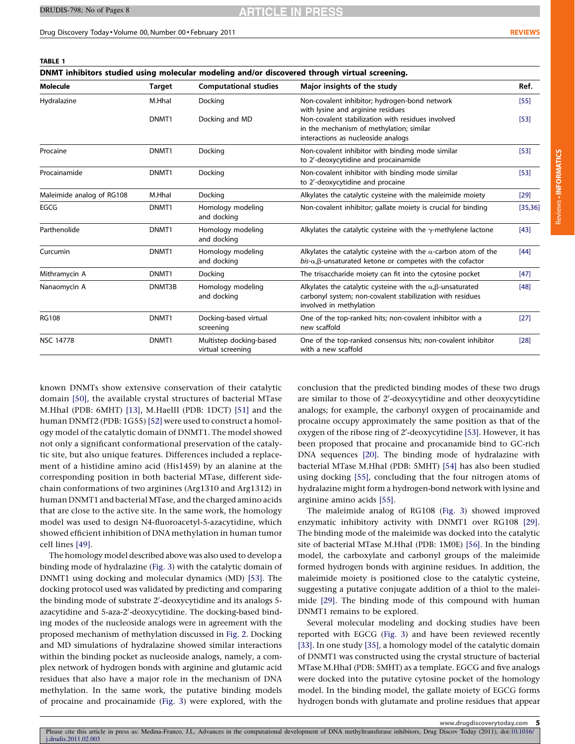**TABLE 1**

**DNMT inhibitors studied using molecular modeling and/or discovered through virtual screening.**

| Molecule | Target | Computational studies | Major insights of the study | Ref. |
|---|---|---|---|---|
| Hydralazine | M.HhaI | Docking | Non-covalent inhibitor; hydrogen-bond network with lysine and arginine residues | [55] |
| | DNMT1 | Docking and MD | Non-covalent stabilization with residues involved in the mechanism of methylation; similar interactions as nucleoside analogs | [53] |
| Procaine | DNMT1 | Docking | Non-covalent inhibitor with binding mode similar to 2′-deoxycytidine and procainamide | [53] |
| Procainamide | DNMT1 | Docking | Non-covalent inhibitor with binding mode similar to 2′-deoxycytidine and procaine | [53] |
| Maleimide analog of RG108 | M.HhaI | Docking | Alkylates the catalytic cysteine with the maleimide moiety | [29] |
| EGCG | DNMT1 | Homology modeling and docking | Non-covalent inhibitor; gallate moiety is crucial for binding | [35,36] |
| Parthenolide | DNMT1 | Homology modeling and docking | Alkylates the catalytic cysteine with the γ-methylene lactone | [43] |
| Curcumin | DNMT1 | Homology modeling and docking | Alkylates the catalytic cysteine with the α-carbon atom of the *bis*-α,β-unsaturated ketone or competes with the cofactor | [44] |
| Mithramycin A | DNMT1 | Docking | The trisaccharide moiety can fit into the cytosine pocket | [47] |
| Nanaomycin A | DNMT3B | Homology modeling and docking | Alkylates the catalytic cysteine with the α,β-unsaturated carbonyl system; non-covalent stabilization with residues involved in methylation | [48] |
| RG108 | DNMT1 | Docking-based virtual screening | One of the top-ranked hits; non-covalent inhibitor with a new scaffold | [27] |
| NSC 14778 | DNMT1 | Multistep docking-based virtual screening | One of the top-ranked consensus hits; non-covalent inhibitor with a new scaffold | [28] |

known DNMTs show extensive conservation of their catalytic domain [50], the available crystal structures of bacterial MTase M.HhaI (PDB: 6MHT) [13], M.HaeIII (PDB: 1DCT) [51] and the human DNMT2 (PDB: 1G55) [52] were used to construct a homology model of the catalytic domain of DNMT1. The model showed not only a significant conformational preservation of the catalytic site, but also unique features. Differences included a replacement of a histidine amino acid (His1459) by an alanine at the corresponding position in both bacterial MTase, different side-chain conformations of two arginines (Arg1310 and Arg1312) in human DNMT1 and bacterial MTase, and the charged amino acids that are close to the active site. In the same work, the homology model was used to design N4-fluoroacetyl-5-azacytidine, which showed efficient inhibition of DNA methylation in human tumor cell lines [49].

The homology model described above was also used to develop a binding mode of hydralazine (Fig. 3) with the catalytic domain of DNMT1 using docking and molecular dynamics (MD) [53]. The docking protocol used was validated by predicting and comparing the binding mode of substrate 2′-deoxycytidine and its analogs 5-azacytidine and 5-aza-2′-deoxycytidine. The docking-based binding modes of the nucleoside analogs were in agreement with the proposed mechanism of methylation discussed in Fig. 2. Docking and MD simulations of hydralazine showed similar interactions within the binding pocket as nucleoside analogs, namely, a complex network of hydrogen bonds with arginine and glutamic acid residues that also have a major role in the mechanism of DNA methylation. In the same work, the putative binding models of procaine and procainamide (Fig. 3) were explored, with the conclusion that the predicted binding modes of these two drugs are similar to those of 2′-deoxycytidine and other deoxycytidine analogs; for example, the carbonyl oxygen of procainamide and procaine occupy approximately the same position as that of the oxygen of the ribose ring of 2′-deoxycytidine [53]. However, it has been proposed that procaine and procanamide bind to GC-rich DNA sequences [20]. The binding mode of hydralazine with bacterial MTase M.HhaI (PDB: 5MHT) [54] has also been studied using docking [55], concluding that the four nitrogen atoms of hydralazine might form a hydrogen-bond network with lysine and arginine amino acids [55].

The maleimide analog of RG108 (Fig. 3) showed improved enzymatic inhibitory activity with DNMT1 over RG108 [29]. The binding mode of the maleimide was docked into the catalytic site of bacterial MTase M.HhaI (PDB: 1M0E) [56]. In the binding model, the carboxylate and carbonyl groups of the maleimide formed hydrogen bonds with arginine residues. In addition, the maleimide moiety is positioned close to the catalytic cysteine, suggesting a putative conjugate addition of a thiol to the maleimide [29]. The binding mode of this compound with human DNMT1 remains to be explored.

Several molecular modeling and docking studies have been reported with EGCG (Fig. 3) and have been reviewed recently [33]. In one study [35], a homology model of the catalytic domain of DNMT1 was constructed using the crystal structure of bacterial MTase M.HhaI (PDB: 5MHT) as a template. EGCG and five analogs were docked into the putative cytosine pocket of the homology model. In the binding model, the gallate moiety of EGCG forms hydrogen bonds with glutamate and proline residues that appear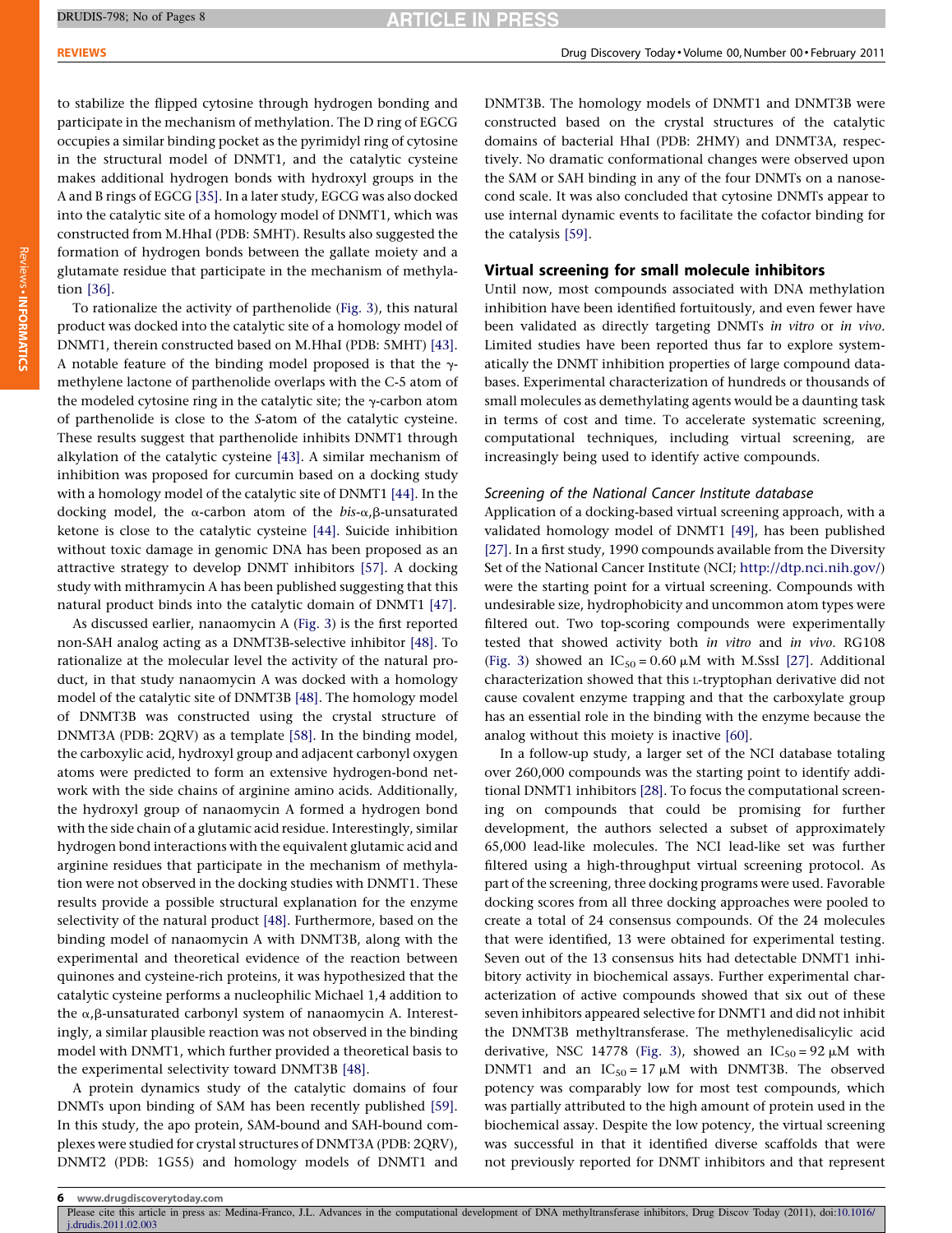to stabilize the flipped cytosine through hydrogen bonding and participate in the mechanism of methylation. The D ring of EGCG occupies a similar binding pocket as the pyrimidyl ring of cytosine in the structural model of DNMT1, and the catalytic cysteine makes additional hydrogen bonds with hydroxyl groups in the A and B rings of EGCG [35]. In a later study, EGCG was also docked into the catalytic site of a homology model of DNMT1, which was constructed from M.HhaI (PDB: 5MHT). Results also suggested the formation of hydrogen bonds between the gallate moiety and a glutamate residue that participate in the mechanism of methylation [36].

To rationalize the activity of parthenolide (Fig. 3), this natural product was docked into the catalytic site of a homology model of DNMT1, therein constructed based on M.HhaI (PDB: 5MHT) [43]. A notable feature of the binding model proposed is that the γ-methylene lactone of parthenolide overlaps with the C-5 atom of the modeled cytosine ring in the catalytic site; the γ-carbon atom of parthenolide is close to the *S*-atom of the catalytic cysteine. These results suggest that parthenolide inhibits DNMT1 through alkylation of the catalytic cysteine [43]. A similar mechanism of inhibition was proposed for curcumin based on a docking study with a homology model of the catalytic site of DNMT1 [44]. In the docking model, the α-carbon atom of the *bis*-α,β-unsaturated ketone is close to the catalytic cysteine [44]. Suicide inhibition without toxic damage in genomic DNA has been proposed as an attractive strategy to develop DNMT inhibitors [57]. A docking study with mithramycin A has been published suggesting that this natural product binds into the catalytic domain of DNMT1 [47].

As discussed earlier, nanaomycin A (Fig. 3) is the first reported non-SAH analog acting as a DNMT3B-selective inhibitor [48]. To rationalize at the molecular level the activity of the natural product, in that study nanaomycin A was docked with a homology model of the catalytic site of DNMT3B [48]. The homology model of DNMT3B was constructed using the crystal structure of DNMT3A (PDB: 2QRV) as a template [58]. In the binding model, the carboxylic acid, hydroxyl group and adjacent carbonyl oxygen atoms were predicted to form an extensive hydrogen-bond network with the side chains of arginine amino acids. Additionally, the hydroxyl group of nanaomycin A formed a hydrogen bond with the side chain of a glutamic acid residue. Interestingly, similar hydrogen bond interactions with the equivalent glutamic acid and arginine residues that participate in the mechanism of methylation were not observed in the docking studies with DNMT1. These results provide a possible structural explanation for the enzyme selectivity of the natural product [48]. Furthermore, based on the binding model of nanaomycin A with DNMT3B, along with the experimental and theoretical evidence of the reaction between quinones and cysteine-rich proteins, it was hypothesized that the catalytic cysteine performs a nucleophilic Michael 1,4 addition to the α,β-unsaturated carbonyl system of nanaomycin A. Interestingly, a similar plausible reaction was not observed in the binding model with DNMT1, which further provided a theoretical basis to the experimental selectivity toward DNMT3B [48].

A protein dynamics study of the catalytic domains of four DNMTs upon binding of SAM has been recently published [59]. In this study, the apo protein, SAM-bound and SAH-bound complexes were studied for crystal structures of DNMT3A (PDB: 2QRV), DNMT2 (PDB: 1G55) and homology models of DNMT1 and DNMT3B. The homology models of DNMT1 and DNMT3B were constructed based on the crystal structures of the catalytic domains of bacterial HhaI (PDB: 2HMY) and DNMT3A, respectively. No dramatic conformational changes were observed upon the SAM or SAH binding in any of the four DNMTs on a nanosecond scale. It was also concluded that cytosine DNMTs appear to use internal dynamic events to facilitate the cofactor binding for the catalysis [59].

## Virtual screening for small molecule inhibitors

Until now, most compounds associated with DNA methylation inhibition have been identified fortuitously, and even fewer have been validated as directly targeting DNMTs *in vitro* or *in vivo*. Limited studies have been reported thus far to explore systematically the DNMT inhibition properties of large compound databases. Experimental characterization of hundreds or thousands of small molecules as demethylating agents would be a daunting task in terms of cost and time. To accelerate systematic screening, computational techniques, including virtual screening, are increasingly being used to identify active compounds.

### *Screening of the National Cancer Institute database*

Application of a docking-based virtual screening approach, with a validated homology model of DNMT1 [49], has been published [27]. In a first study, 1990 compounds available from the Diversity Set of the National Cancer Institute (NCI; http://dtp.nci.nih.gov/) were the starting point for a virtual screening. Compounds with undesirable size, hydrophobicity and uncommon atom types were filtered out. Two top-scoring compounds were experimentally tested that showed activity both *in vitro* and *in vivo*. RG108 (Fig. 3) showed an $IC_{50} = 0.60\ \mu M$ with M.SssI [27]. Additional characterization showed that this L-tryptophan derivative did not cause covalent enzyme trapping and that the carboxylate group has an essential role in the binding with the enzyme because the analog without this moiety is inactive [60].

In a follow-up study, a larger set of the NCI database totaling over 260,000 compounds was the starting point to identify additional DNMT1 inhibitors [28]. To focus the computational screening on compounds that could be promising for further development, the authors selected a subset of approximately 65,000 lead-like molecules. The NCI lead-like set was further filtered using a high-throughput virtual screening protocol. As part of the screening, three docking programs were used. Favorable docking scores from all three docking approaches were pooled to create a total of 24 consensus compounds. Of the 24 molecules that were identified, 13 were obtained for experimental testing. Seven out of the 13 consensus hits had detectable DNMT1 inhibitory activity in biochemical assays. Further experimental characterization of active compounds showed that six out of these seven inhibitors appeared selective for DNMT1 and did not inhibit the DNMT3B methyltransferase. The methylenedisalicylic acid derivative, NSC 14778 (Fig. 3), showed an $IC_{50} = 92\ \mu M$ with DNMT1 and an $IC_{50} = 17\ \mu M$ with DNMT3B. The observed potency was comparably low for most test compounds, which was partially attributed to the high amount of protein used in the biochemical assay. Despite the low potency, the virtual screening was successful in that it identified diverse scaffolds that were not previously reported for DNMT inhibitors and that represent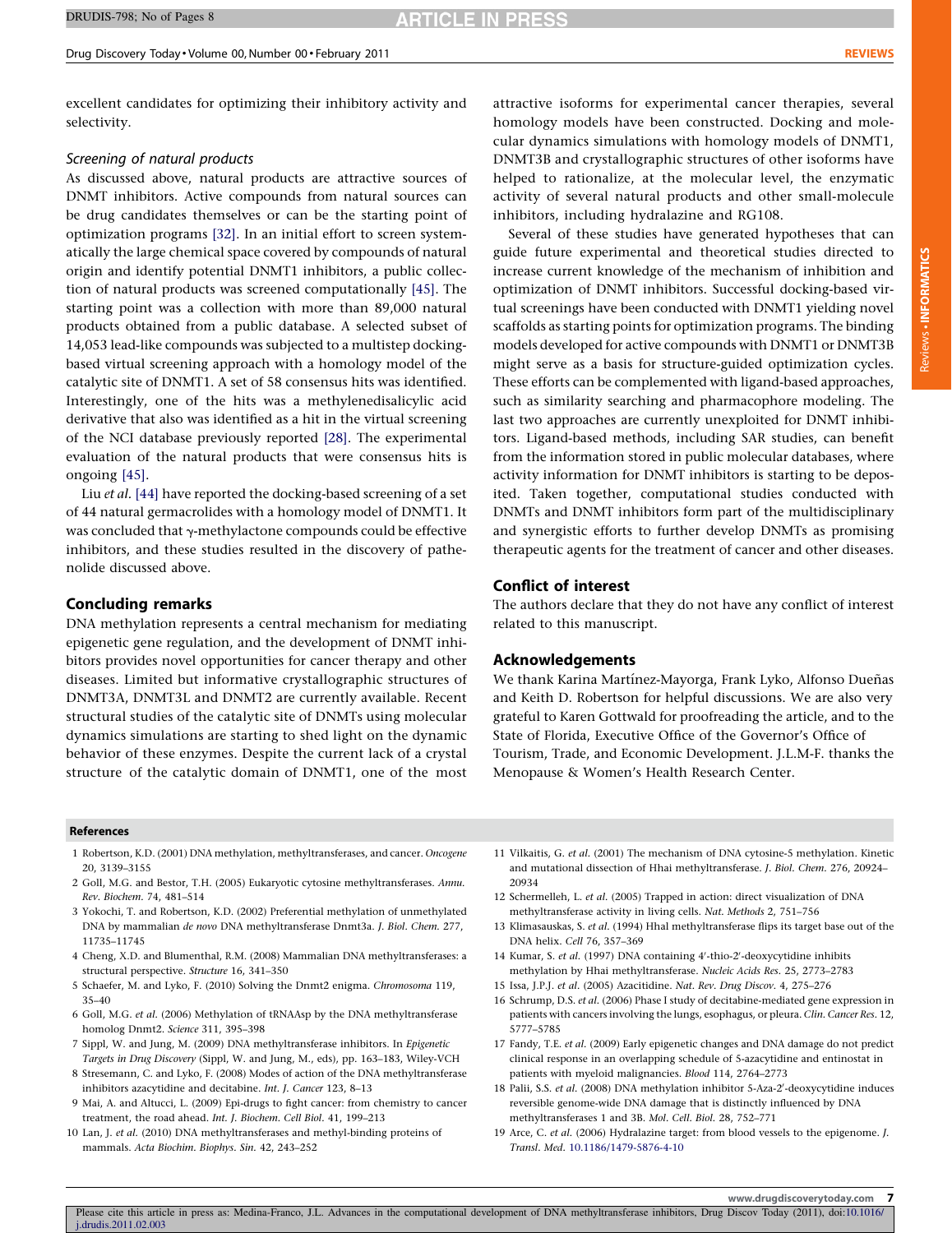excellent candidates for optimizing their inhibitory activity and selectivity.

### Screening of natural products

As discussed above, natural products are attractive sources of DNMT inhibitors. Active compounds from natural sources can be drug candidates themselves or can be the starting point of optimization programs [32]. In an initial effort to screen systematically the large chemical space covered by compounds of natural origin and identify potential DNMT1 inhibitors, a public collection of natural products was screened computationally [45]. The starting point was a collection with more than 89,000 natural products obtained from a public database. A selected subset of 14,053 lead-like compounds was subjected to a multistep docking-based virtual screening approach with a homology model of the catalytic site of DNMT1. A set of 58 consensus hits was identified. Interestingly, one of the hits was a methylenedisalicylic acid derivative that also was identified as a hit in the virtual screening of the NCI database previously reported [28]. The experimental evaluation of the natural products that were consensus hits is ongoing [45].

Liu *et al.* [44] have reported the docking-based screening of a set of 44 natural germacrolides with a homology model of DNMT1. It was concluded that γ-methylactone compounds could be effective inhibitors, and these studies resulted in the discovery of pathenolide discussed above.

## Concluding remarks

DNA methylation represents a central mechanism for mediating epigenetic gene regulation, and the development of DNMT inhibitors provides novel opportunities for cancer therapy and other diseases. Limited but informative crystallographic structures of DNMT3A, DNMT3L and DNMT2 are currently available. Recent structural studies of the catalytic site of DNMTs using molecular dynamics simulations are starting to shed light on the dynamic behavior of these enzymes. Despite the current lack of a crystal structure of the catalytic domain of DNMT1, one of the most attractive isoforms for experimental cancer therapies, several homology models have been constructed. Docking and molecular dynamics simulations with homology models of DNMT1, DNMT3B and crystallographic structures of other isoforms have helped to rationalize, at the molecular level, the enzymatic activity of several natural products and other small-molecule inhibitors, including hydralazine and RG108.

Several of these studies have generated hypotheses that can guide future experimental and theoretical studies directed to increase current knowledge of the mechanism of inhibition and optimization of DNMT inhibitors. Successful docking-based virtual screenings have been conducted with DNMT1 yielding novel scaffolds as starting points for optimization programs. The binding models developed for active compounds with DNMT1 or DNMT3B might serve as a basis for structure-guided optimization cycles. These efforts can be complemented with ligand-based approaches, such as similarity searching and pharmacophore modeling. The last two approaches are currently unexploited for DNMT inhibitors. Ligand-based methods, including SAR studies, can benefit from the information stored in public molecular databases, where activity information for DNMT inhibitors is starting to be deposited. Taken together, computational studies conducted with DNMTs and DNMT inhibitors form part of the multidisciplinary and synergistic efforts to further develop DNMTs as promising therapeutic agents for the treatment of cancer and other diseases.

## Conflict of interest

The authors declare that they do not have any conflict of interest related to this manuscript.

## Acknowledgements

We thank Karina Martínez-Mayorga, Frank Lyko, Alfonso Dueñas and Keith D. Robertson for helpful discussions. We are also very grateful to Karen Gottwald for proofreading the article, and to the State of Florida, Executive Office of the Governor's Office of Tourism, Trade, and Economic Development. J.L.M-F. thanks the Menopause & Women's Health Research Center.

## References

1 Robertson, K.D. (2001) DNA methylation, methyltransferases, and cancer. *Oncogene* 20, 3139–3155

2 Goll, M.G. and Bestor, T.H. (2005) Eukaryotic cytosine methyltransferases. *Annu. Rev. Biochem.* 74, 481–514

3 Yokochi, T. and Robertson, K.D. (2002) Preferential methylation of unmethylated DNA by mammalian *de novo* DNA methyltransferase Dnmt3a. *J. Biol. Chem.* 277, 11735–11745

4 Cheng, X.D. and Blumenthal, R.M. (2008) Mammalian DNA methyltransferases: a structural perspective. *Structure* 16, 341–350

5 Schaefer, M. and Lyko, F. (2010) Solving the Dnmt2 enigma. *Chromosoma* 119, 35–40

6 Goll, M.G. *et al.* (2006) Methylation of tRNAAsp by the DNA methyltransferase homolog Dnmt2. *Science* 311, 395–398

7 Sippl, W. and Jung, M. (2009) DNA methyltransferase inhibitors. In *Epigenetic Targets in Drug Discovery* (Sippl, W. and Jung, M., eds), pp. 163–183, Wiley-VCH

8 Stresemann, C. and Lyko, F. (2008) Modes of action of the DNA methyltransferase inhibitors azacytidine and decitabine. *Int. J. Cancer* 123, 8–13

9 Mai, A. and Altucci, L. (2009) Epi-drugs to fight cancer: from chemistry to cancer treatment, the road ahead. *Int. J. Biochem. Cell Biol.* 41, 199–213

10 Lan, J. *et al.* (2010) DNA methyltransferases and methyl-binding proteins of mammals. *Acta Biochim. Biophys. Sin.* 42, 243–252

11 Vilkaitis, G. *et al.* (2001) The mechanism of DNA cytosine-5 methylation. Kinetic and mutational dissection of Hhai methyltransferase. *J. Biol. Chem.* 276, 20924–20934

12 Schermelleh, L. *et al.* (2005) Trapped in action: direct visualization of DNA methyltransferase activity in living cells. *Nat. Methods* 2, 751–756

13 Klimasauskas, S. *et al.* (1994) HhaI methyltransferase flips its target base out of the DNA helix. *Cell* 76, 357–369

14 Kumar, S. *et al.* (1997) DNA containing 4′-thio-2′-deoxycytidine inhibits methylation by Hhai methyltransferase. *Nucleic Acids Res.* 25, 2773–2783

15 Issa, J.P.J. *et al.* (2005) Azacitidine. *Nat. Rev. Drug Discov.* 4, 275–276

16 Schrump, D.S. *et al.* (2006) Phase I study of decitabine-mediated gene expression in patients with cancers involving the lungs, esophagus, or pleura. *Clin. Cancer Res.* 12, 5777–5785

17 Fandy, T.E. *et al.* (2009) Early epigenetic changes and DNA damage do not predict clinical response in an overlapping schedule of 5-azacytidine and entinostat in patients with myeloid malignancies. *Blood* 114, 2764–2773

18 Palii, S.S. *et al.* (2008) DNA methylation inhibitor 5-Aza-2′-deoxycytidine induces reversible genome-wide DNA damage that is distinctly influenced by DNA methyltransferases 1 and 3B. *Mol. Cell. Biol.* 28, 752–771

19 Arce, C. *et al.* (2006) Hydralazine target: from blood vessels to the epigenome. *J. Transl. Med.* 10.1186/1479-5876-4-10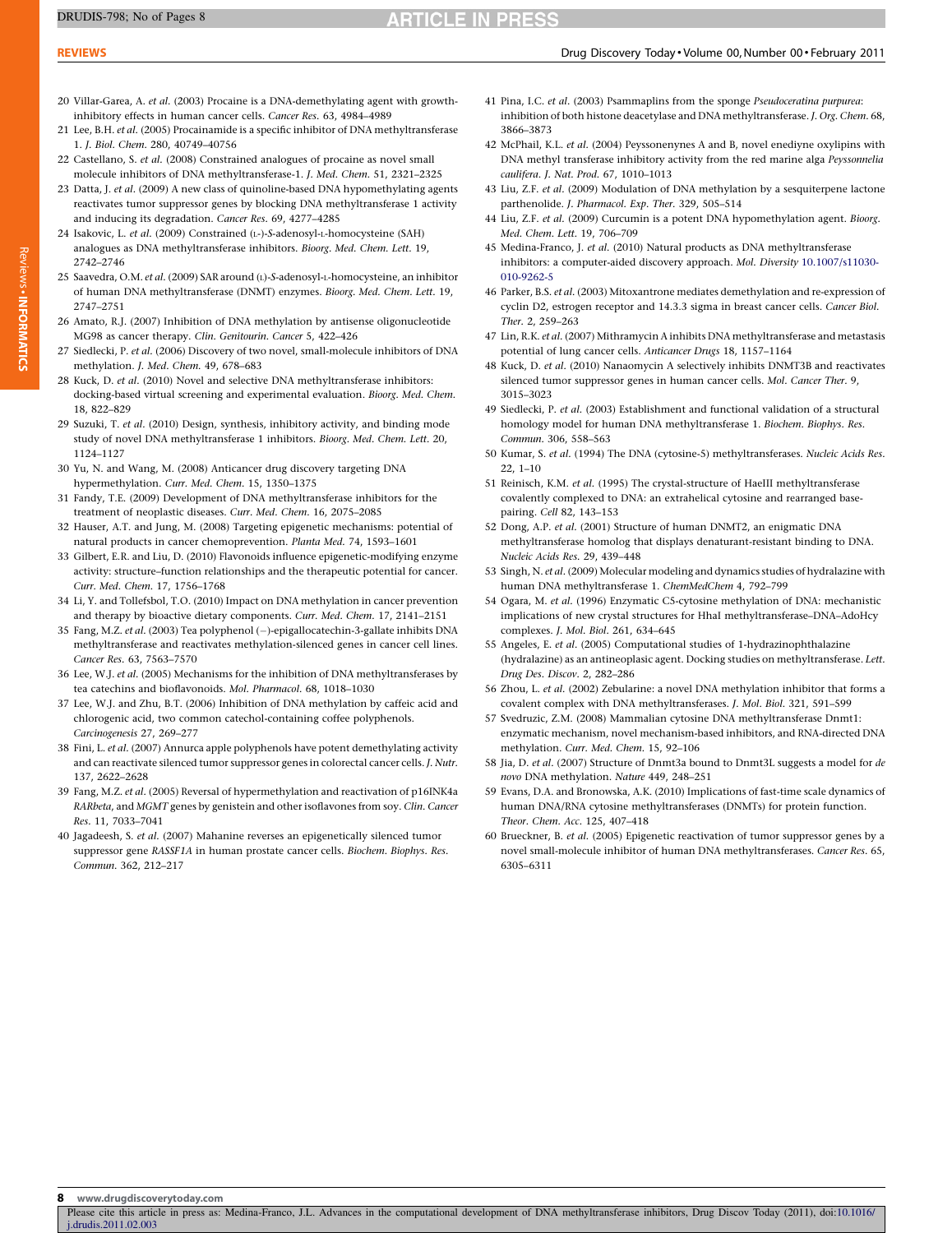20 Villar-Garea, A. *et al.* (2003) Procaine is a DNA-demethylating agent with growth-inhibitory effects in human cancer cells. *Cancer Res.* 63, 4984–4989

21 Lee, B.H. *et al.* (2005) Procainamide is a specific inhibitor of DNA methyltransferase 1. *J. Biol. Chem.* 280, 40749–40756

22 Castellano, S. *et al.* (2008) Constrained analogues of procaine as novel small molecule inhibitors of DNA methyltransferase-1. *J. Med. Chem.* 51, 2321–2325

23 Datta, J. *et al.* (2009) A new class of quinoline-based DNA hypomethylating agents reactivates tumor suppressor genes by blocking DNA methyltransferase 1 activity and inducing its degradation. *Cancer Res.* 69, 4277–4285

24 Isakovic, L. *et al.* (2009) Constrained (L-)-*S*-adenosyl-L-homocysteine (SAH) analogues as DNA methyltransferase inhibitors. *Bioorg. Med. Chem. Lett.* 19, 2742–2746

25 Saavedra, O.M. *et al.* (2009) SAR around (L)-*S*-adenosyl-L-homocysteine, an inhibitor of human DNA methyltransferase (DNMT) enzymes. *Bioorg. Med. Chem. Lett.* 19, 2747–2751

26 Amato, R.J. (2007) Inhibition of DNA methylation by antisense oligonucleotide MG98 as cancer therapy. *Clin. Genitourin. Cancer* 5, 422–426

27 Siedlecki, P. *et al.* (2006) Discovery of two novel, small-molecule inhibitors of DNA methylation. *J. Med. Chem.* 49, 678–683

28 Kuck, D. *et al.* (2010) Novel and selective DNA methyltransferase inhibitors: docking-based virtual screening and experimental evaluation. *Bioorg. Med. Chem.* 18, 822–829

29 Suzuki, T. *et al.* (2010) Design, synthesis, inhibitory activity, and binding mode study of novel DNA methyltransferase 1 inhibitors. *Bioorg. Med. Chem. Lett.* 20, 1124–1127

30 Yu, N. and Wang, M. (2008) Anticancer drug discovery targeting DNA hypermethylation. *Curr. Med. Chem.* 15, 1350–1375

31 Fandy, T.E. (2009) Development of DNA methyltransferase inhibitors for the treatment of neoplastic diseases. *Curr. Med. Chem.* 16, 2075–2085

32 Hauser, A.T. and Jung, M. (2008) Targeting epigenetic mechanisms: potential of natural products in cancer chemoprevention. *Planta Med.* 74, 1593–1601

33 Gilbert, E.R. and Liu, D. (2010) Flavonoids influence epigenetic-modifying enzyme activity: structure–function relationships and the therapeutic potential for cancer. *Curr. Med. Chem.* 17, 1756–1768

34 Li, Y. and Tollefsbol, T.O. (2010) Impact on DNA methylation in cancer prevention and therapy by bioactive dietary components. *Curr. Med. Chem.* 17, 2141–2151

35 Fang, M.Z. *et al.* (2003) Tea polyphenol (−)-epigallocatechin-3-gallate inhibits DNA methyltransferase and reactivates methylation-silenced genes in cancer cell lines. *Cancer Res.* 63, 7563–7570

36 Lee, W.J. *et al.* (2005) Mechanisms for the inhibition of DNA methyltransferases by tea catechins and bioflavonoids. *Mol. Pharmacol.* 68, 1018–1030

37 Lee, W.J. and Zhu, B.T. (2006) Inhibition of DNA methylation by caffeic acid and chlorogenic acid, two common catechol-containing coffee polyphenols. *Carcinogenesis* 27, 269–277

38 Fini, L. *et al.* (2007) Annurca apple polyphenols have potent demethylating activity and can reactivate silenced tumor suppressor genes in colorectal cancer cells. *J. Nutr.* 137, 2622–2628

39 Fang, M.Z. *et al.* (2005) Reversal of hypermethylation and reactivation of p16INK4a *RARbeta*, and *MGMT* genes by genistein and other isoflavones from soy. *Clin. Cancer Res.* 11, 7033–7041

40 Jagadeesh, S. *et al.* (2007) Mahanine reverses an epigenetically silenced tumor suppressor gene *RASSF1A* in human prostate cancer cells. *Biochem. Biophys. Res. Commun.* 362, 212–217

41 Pina, I.C. *et al.* (2003) Psammaplins from the sponge *Pseudoceratina purpurea*: inhibition of both histone deacetylase and DNA methyltransferase. *J. Org. Chem.* 68, 3866–3873

42 McPhail, K.L. *et al.* (2004) Peyssonenynes A and B, novel enediyne oxylipins with DNA methyl transferase inhibitory activity from the red marine alga *Peyssonnelia caulifera*. *J. Nat. Prod.* 67, 1010–1013

43 Liu, Z.F. *et al.* (2009) Modulation of DNA methylation by a sesquiterpene lactone parthenolide. *J. Pharmacol. Exp. Ther.* 329, 505–514

44 Liu, Z.F. *et al.* (2009) Curcumin is a potent DNA hypomethylation agent. *Bioorg. Med. Chem. Lett.* 19, 706–709

45 Medina-Franco, J. *et al.* (2010) Natural products as DNA methyltransferase inhibitors: a computer-aided discovery approach. *Mol. Diversity* 10.1007/s11030-010-9262-5

46 Parker, B.S. *et al.* (2003) Mitoxantrone mediates demethylation and re-expression of cyclin D2, estrogen receptor and 14.3.3 sigma in breast cancer cells. *Cancer Biol. Ther.* 2, 259–263

47 Lin, R.K. *et al.* (2007) Mithramycin A inhibits DNA methyltransferase and metastasis potential of lung cancer cells. *Anticancer Drugs* 18, 1157–1164

48 Kuck, D. *et al.* (2010) Nanaomycin A selectively inhibits DNMT3B and reactivates silenced tumor suppressor genes in human cancer cells. *Mol. Cancer Ther.* 9, 3015–3023

49 Siedlecki, P. *et al.* (2003) Establishment and functional validation of a structural homology model for human DNA methyltransferase 1. *Biochem. Biophys. Res. Commun.* 306, 558–563

50 Kumar, S. *et al.* (1994) The DNA (cytosine-5) methyltransferases. *Nucleic Acids Res.* 22, 1–10

51 Reinisch, K.M. *et al.* (1995) The crystal-structure of HaeIII methyltransferase covalently complexed to DNA: an extrahelical cytosine and rearranged base-pairing. *Cell* 82, 143–153

52 Dong, A.P. *et al.* (2001) Structure of human DNMT2, an enigmatic DNA methyltransferase homolog that displays denaturant-resistant binding to DNA. *Nucleic Acids Res.* 29, 439–448

53 Singh, N. *et al.* (2009) Molecular modeling and dynamics studies of hydralazine with human DNA methyltransferase 1. *ChemMedChem* 4, 792–799

54 Ogara, M. *et al.* (1996) Enzymatic C5-cytosine methylation of DNA: mechanistic implications of new crystal structures for HhaI methyltransferase–DNA–AdoHcy complexes. *J. Mol. Biol.* 261, 634–645

55 Angeles, E. *et al.* (2005) Computational studies of 1-hydrazinophthalazine (hydralazine) as an antineoplasic agent. Docking studies on methyltransferase. *Lett. Drug Des. Discov.* 2, 282–286

56 Zhou, L. *et al.* (2002) Zebularine: a novel DNA methylation inhibitor that forms a covalent complex with DNA methyltransferases. *J. Mol. Biol.* 321, 591–599

57 Svedruzic, Z.M. (2008) Mammalian cytosine DNA methyltransferase Dnmt1: enzymatic mechanism, novel mechanism-based inhibitors, and RNA-directed DNA methylation. *Curr. Med. Chem.* 15, 92–106

58 Jia, D. *et al.* (2007) Structure of Dnmt3a bound to Dnmt3L suggests a model for *de novo* DNA methylation. *Nature* 449, 248–251

59 Evans, D.A. and Bronowska, A.K. (2010) Implications of fast-time scale dynamics of human DNA/RNA cytosine methyltransferases (DNMTs) for protein function. *Theor. Chem. Acc.* 125, 407–418

60 Brueckner, B. *et al.* (2005) Epigenetic reactivation of tumor suppressor genes by a novel small-molecule inhibitor of human DNA methyltransferases. *Cancer Res.* 65, 6305–6311